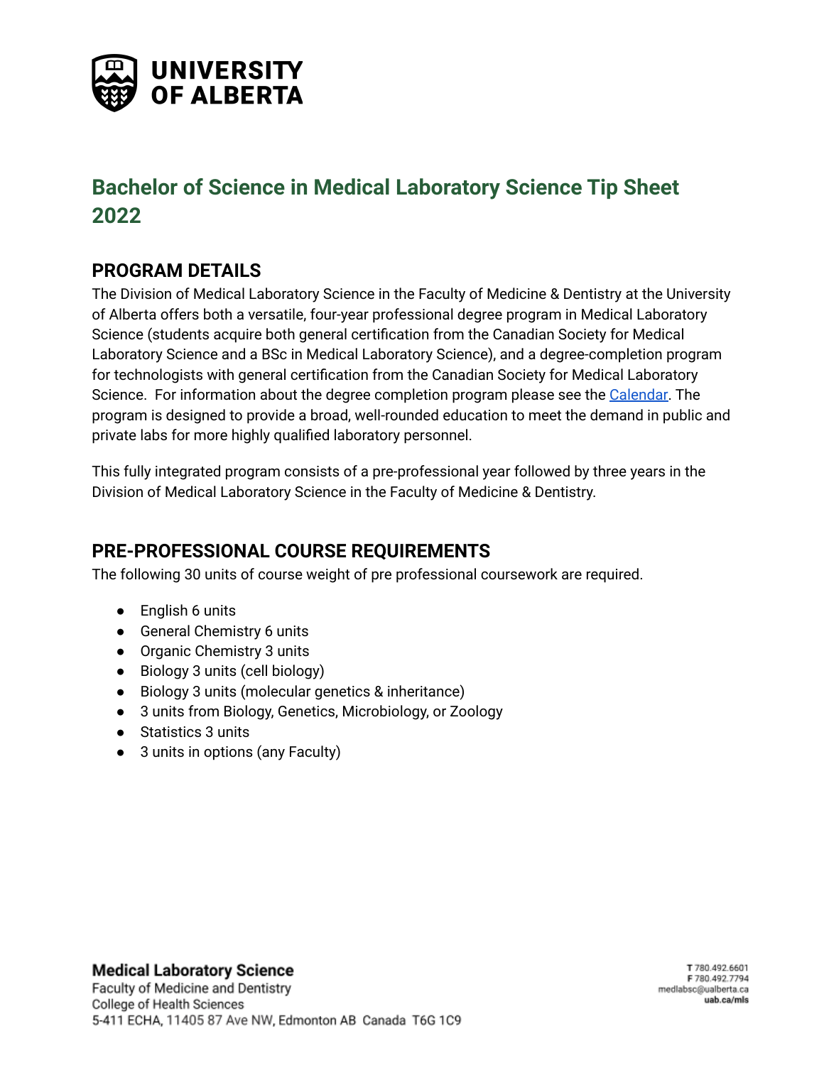# Bachelor of Science in Medical Laboratory Science Tip Sheet 2022

## PROGRAM DETAILS

The Division of Medical Laboratory Science in the Faculty of Medicine & Dentistry at the University of Alberta offers both a versatile, four-year professional degree program in Medical Laboratory Science (students acquire both general certification from the Canadian Society for Medical Laboratory Science and a BSc in Medical Laboratory Science), and a degree-completion program for technologists with general certification from the Canadian Society for Medical Laboratory Science. For information about the degree completion program please see the [Calendar](). The program is designed to provide a broad, well-rounded education to meet the demand in public and private labs for more highly qualified laboratory personnel.

This fully integrated program consists of a pre-professional year followed by three years in the Division of Medical Laboratory Science in the Faculty of Medicine & Dentistry.

## PRE-PROFESSIONAL COURSE REQUIREMENTS

The following 30 units of course weight of pre professional coursework are required.

- English 6 units
- General Chemistry 6 units
- Organic Chemistry 3 units
- Biology 3 units (cell biology)
- Biology 3 units (molecular genetics & inheritance)
- 3 units from Biology, Genetics, Microbiology, or Zoology
- Statistics 3 units
- 3 units in options (any Faculty)

**Medical Laboratory Science**
Faculty of Medicine and Dentistry
College of Health Sciences
5-411 ECHA, 11405 87 Ave NW, Edmonton AB Canada T6G 1C9

**T** 780.492.6601
**F** 780.492.7794
medlabsc@ualberta.ca
**uab.ca/mls**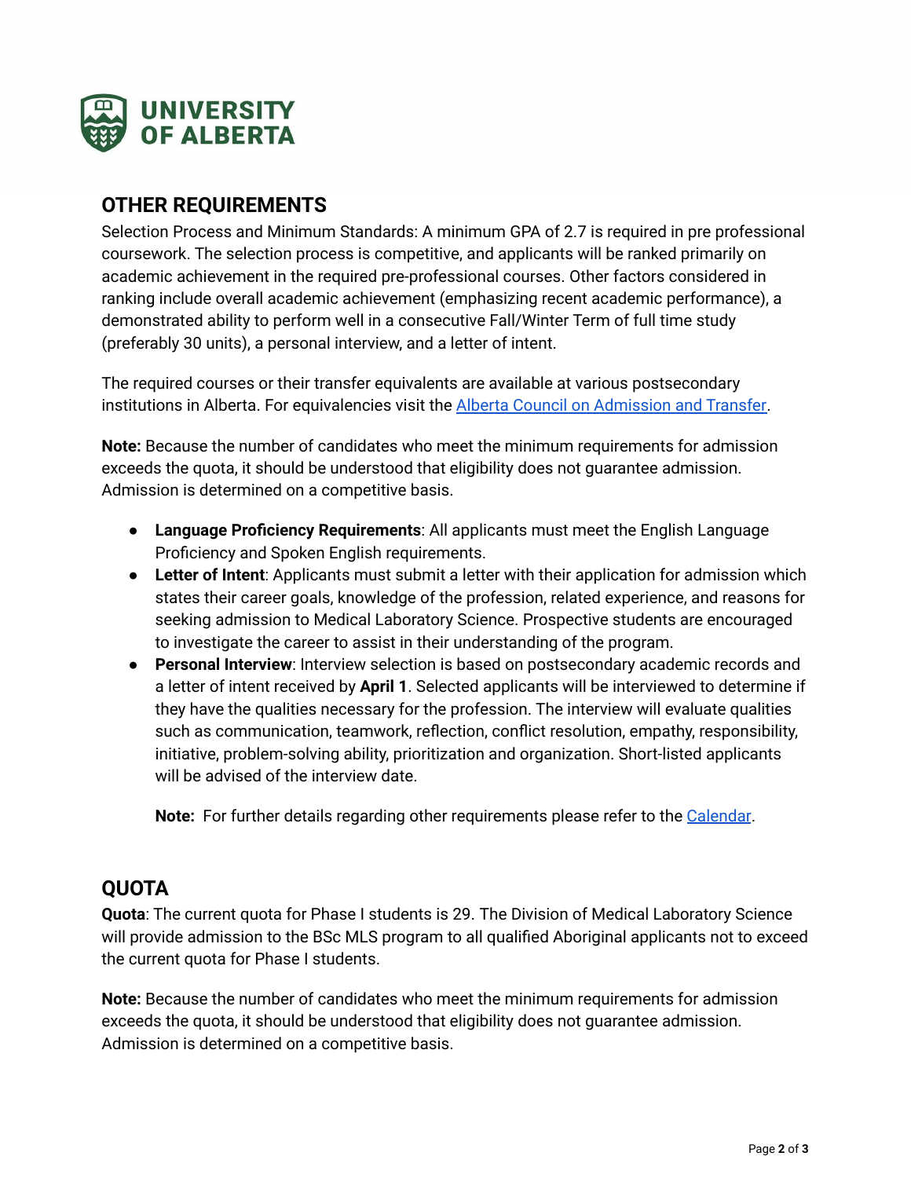## OTHER REQUIREMENTS

Selection Process and Minimum Standards: A minimum GPA of 2.7 is required in pre professional coursework. The selection process is competitive, and applicants will be ranked primarily on academic achievement in the required pre-professional courses. Other factors considered in ranking include overall academic achievement (emphasizing recent academic performance), a demonstrated ability to perform well in a consecutive Fall/Winter Term of full time study (preferably 30 units), a personal interview, and a letter of intent.

The required courses or their transfer equivalents are available at various postsecondary institutions in Alberta. For equivalencies visit the Alberta Council on Admission and Transfer.

**Note:** Because the number of candidates who meet the minimum requirements for admission exceeds the quota, it should be understood that eligibility does not guarantee admission. Admission is determined on a competitive basis.

- **Language Proficiency Requirements**: All applicants must meet the English Language Proficiency and Spoken English requirements.
- **Letter of Intent**: Applicants must submit a letter with their application for admission which states their career goals, knowledge of the profession, related experience, and reasons for seeking admission to Medical Laboratory Science. Prospective students are encouraged to investigate the career to assist in their understanding of the program.
- **Personal Interview**: Interview selection is based on postsecondary academic records and a letter of intent received by **April 1**. Selected applicants will be interviewed to determine if they have the qualities necessary for the profession. The interview will evaluate qualities such as communication, teamwork, reflection, conflict resolution, empathy, responsibility, initiative, problem-solving ability, prioritization and organization. Short-listed applicants will be advised of the interview date.

  **Note:** For further details regarding other requirements please refer to the Calendar.

## QUOTA

**Quota**: The current quota for Phase I students is 29. The Division of Medical Laboratory Science will provide admission to the BSc MLS program to all qualified Aboriginal applicants not to exceed the current quota for Phase I students.

**Note:** Because the number of candidates who meet the minimum requirements for admission exceeds the quota, it should be understood that eligibility does not guarantee admission. Admission is determined on a competitive basis.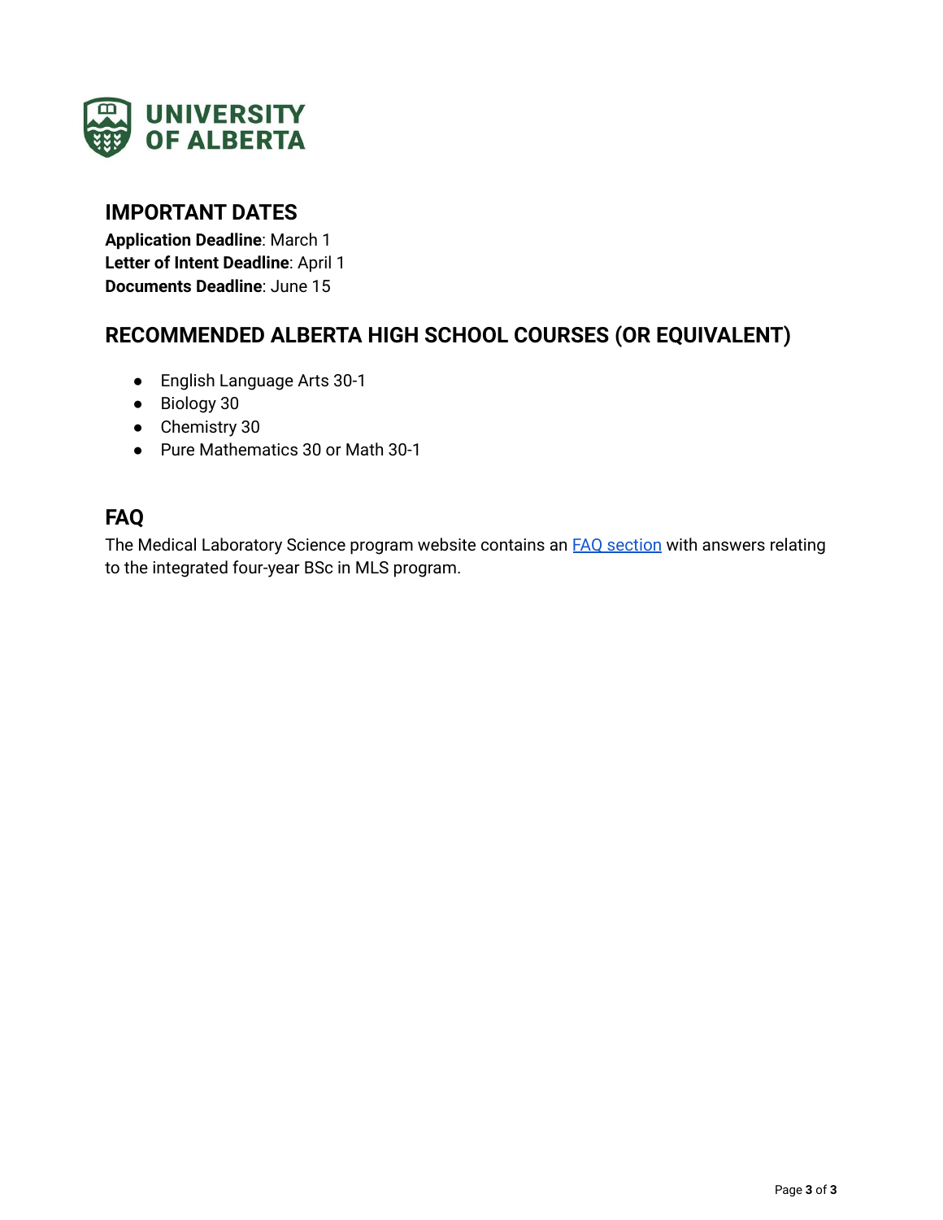UNIVERSITY OF ALBERTA

## IMPORTANT DATES

**Application Deadline**: March 1
**Letter of Intent Deadline**: April 1
**Documents Deadline**: June 15

## RECOMMENDED ALBERTA HIGH SCHOOL COURSES (OR EQUIVALENT)

- English Language Arts 30-1
- Biology 30
- Chemistry 30
- Pure Mathematics 30 or Math 30-1

## FAQ

The Medical Laboratory Science program website contains an FAQ section with answers relating to the integrated four-year BSc in MLS program.